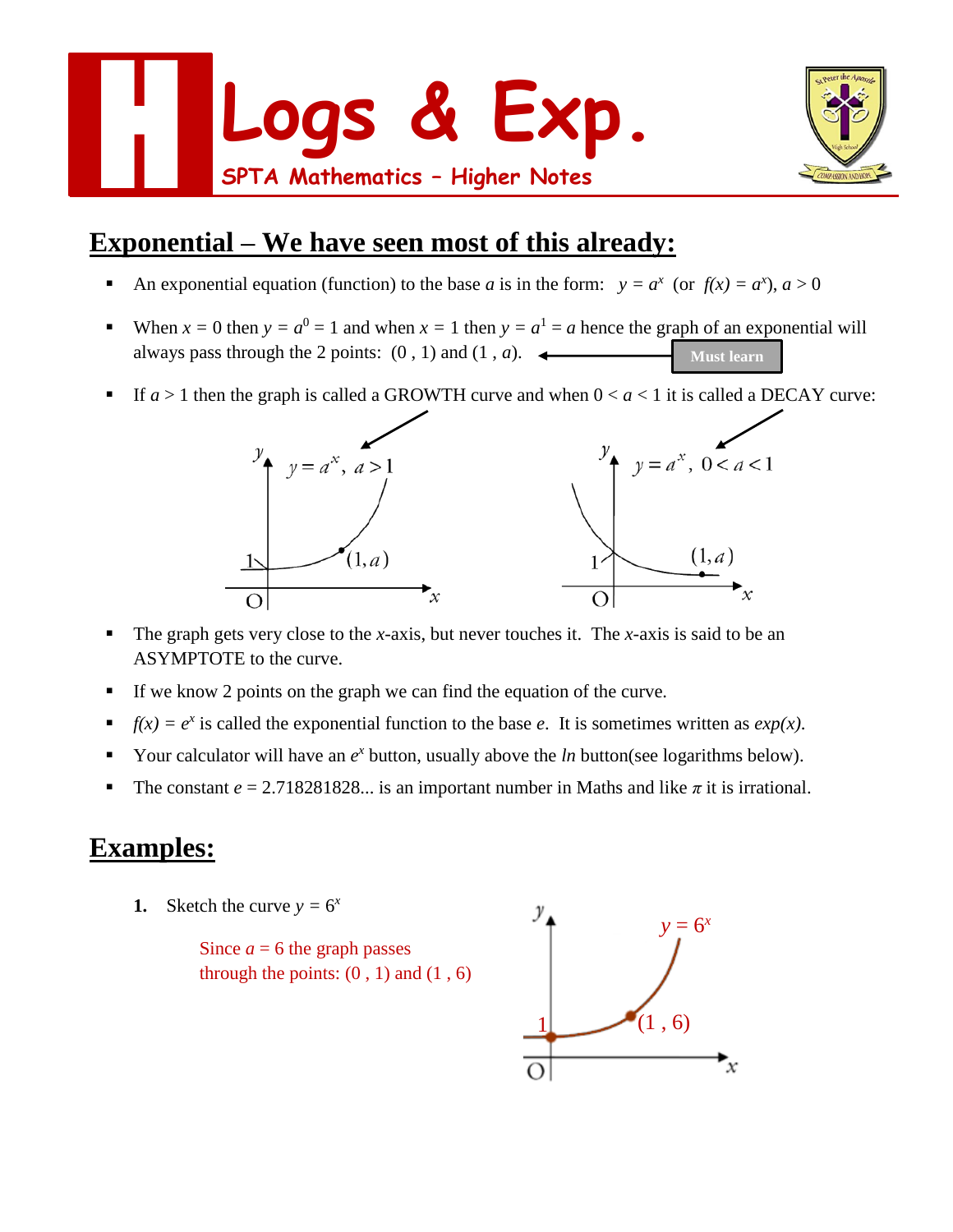# Logs & Exp.

SPTA Mathematics – Higher Notes

## Exponential – We have seen most of this already:

- An exponential equation (function) to the base $a$ is in the form: $y = a^x$ (or $f(x) = a^x$), $a > 0$
- When $x = 0$ then $y = a^0 = 1$ and when $x = 1$ then $y = a^1 = a$ hence the graph of an exponential will always pass through the 2 points: $(0, 1)$ and $(1, a)$. ← **Must learn**
- If $a > 1$ then the graph is called a GROWTH curve and when $0 < a < 1$ it is called a DECAY curve:

$y = a^x,\ a > 1$ $\qquad$ $y = a^x,\ 0 < a < 1$

- The graph gets very close to the $x$-axis, but never touches it. The $x$-axis is said to be an ASYMPTOTE to the curve.
- If we know 2 points on the graph we can find the equation of the curve.
- $f(x) = e^x$ is called the exponential function to the base $e$. It is sometimes written as $exp(x)$.
- Your calculator will have an $e^x$ button, usually above the $ln$ button(see logarithms below).
- The constant $e = 2.718281828...$ is an important number in Maths and like $\pi$ it is irrational.

## Examples:

**1.** Sketch the curve $y = 6^x$

Since $a = 6$ the graph passes through the points: $(0, 1)$ and $(1, 6)$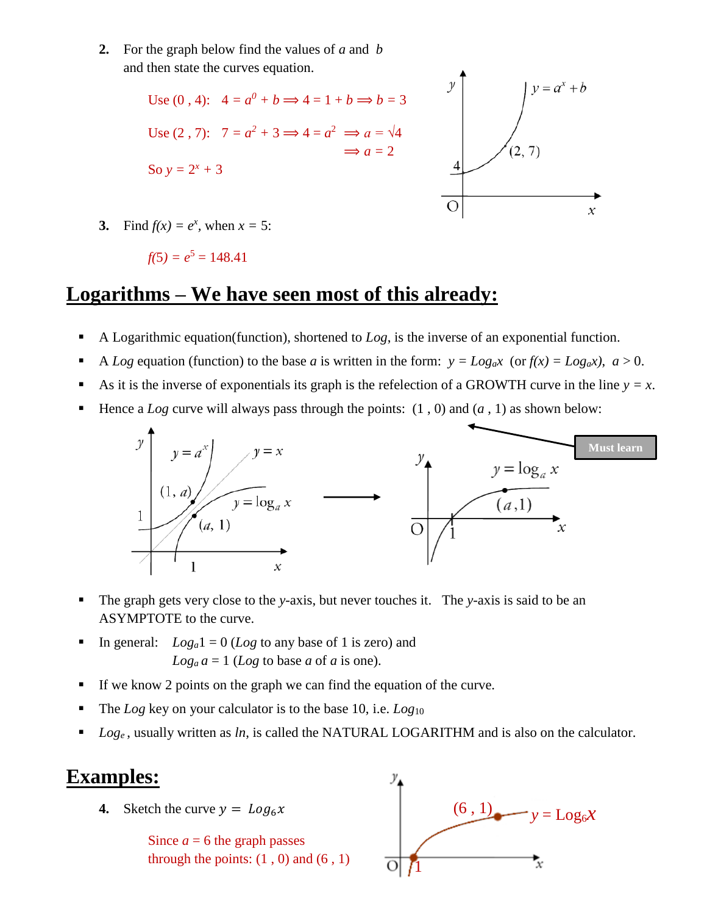2. For the graph below find the values of $a$ and $b$ and then state the curves equation.

Use (0 , 4): $4 = a^0 + b \Longrightarrow 4 = 1 + b \Longrightarrow b = 3$

Use (2 , 7): $7 = a^2 + 3 \Longrightarrow 4 = a^2 \Longrightarrow a = \sqrt{4}$
$\Longrightarrow a = 2$

So $y = 2^x + 3$

3. Find $f(x) = e^x$, when $x = 5$:

$f(5) = e^5 = 148.41$

## Logarithms – We have seen most of this already:

- A Logarithmic equation(function), shortened to *Log*, is the inverse of an exponential function.
- A *Log* equation (function) to the base $a$ is written in the form: $y = Log_a x$ (or $f(x) = Log_a x$), $a > 0$.
- As it is the inverse of exponentials its graph is the refelection of a GROWTH curve in the line $y = x$.
- Hence a *Log* curve will always pass through the points: (1 , 0) and ($a$ , 1) as shown below:

Must learn

- The graph gets very close to the $y$-axis, but never touches it. The $y$-axis is said to be an ASYMPTOTE to the curve.
- In general: $Log_a 1 = 0$ (*Log* to any base of 1 is zero) and
  $Log_a a = 1$ (*Log* to base $a$ of $a$ is one).
- If we know 2 points on the graph we can find the equation of the curve.
- The *Log* key on your calculator is to the base 10, i.e. $Log_{10}$
- $Log_e$, usually written as *ln*, is called the NATURAL LOGARITHM and is also on the calculator.

## Examples:

4. Sketch the curve $y = Log_6 x$

Since $a = 6$ the graph passes through the points: (1 , 0) and (6 , 1)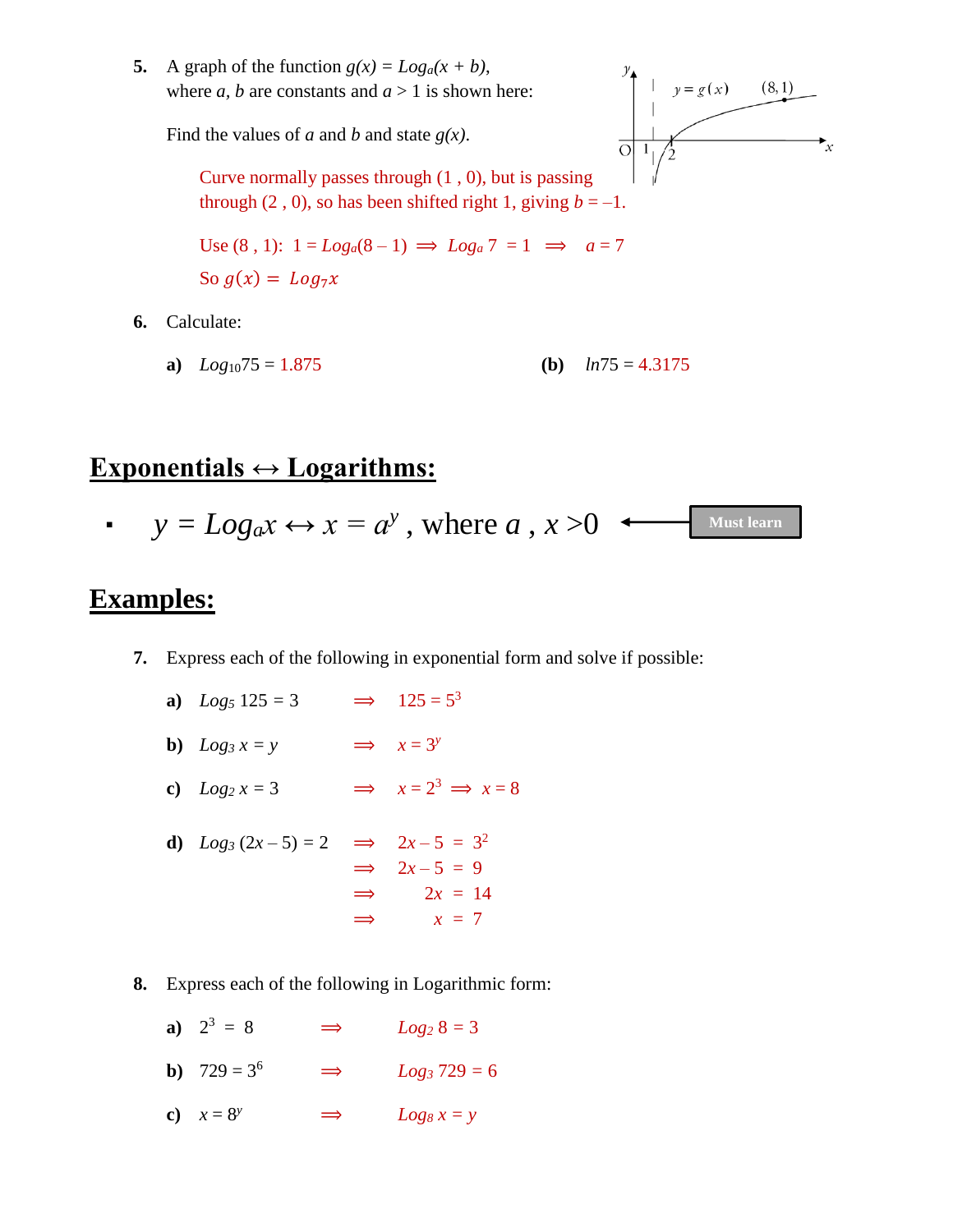5. A graph of the function $g(x) = Log_a(x + b)$, where $a$, $b$ are constants and $a > 1$ is shown here:

   Find the values of $a$ and $b$ and state $g(x)$.

   Curve normally passes through (1 , 0), but is passing through (2 , 0), so has been shifted right 1, giving $b = -1$.

   Use (8 , 1): $1 = Log_a(8 - 1) \Rightarrow Log_a\, 7 = 1 \Rightarrow a = 7$

   So $g(x) = Log_7 x$

6. Calculate:

   **a)** $Log_{10}75 = 1.875$  **(b)** $ln75 = 4.3175$

## Exponentials ↔ Logarithms:

- $y = Log_a x \leftrightarrow x = a^y$, where $a$ , $x > 0$ ← **Must learn**

## Examples:

7. Express each of the following in exponential form and solve if possible:

   **a)** $Log_5\, 125 = 3 \Rightarrow 125 = 5^3$

   **b)** $Log_3\, x = y \Rightarrow x = 3^y$

   **c)** $Log_2\, x = 3 \Rightarrow x = 2^3 \Rightarrow x = 8$

   **d)** $Log_3\,(2x - 5) = 2$
   $$\Rightarrow 2x - 5 = 3^2$$
   $$\Rightarrow 2x - 5 = 9$$
   $$\Rightarrow 2x = 14$$
   $$\Rightarrow x = 7$$

8. Express each of the following in Logarithmic form:

   **a)** $2^3 = 8 \Rightarrow Log_2\, 8 = 3$

   **b)** $729 = 3^6 \Rightarrow Log_3\, 729 = 6$

   **c)** $x = 8^y \Rightarrow Log_8\, x = y$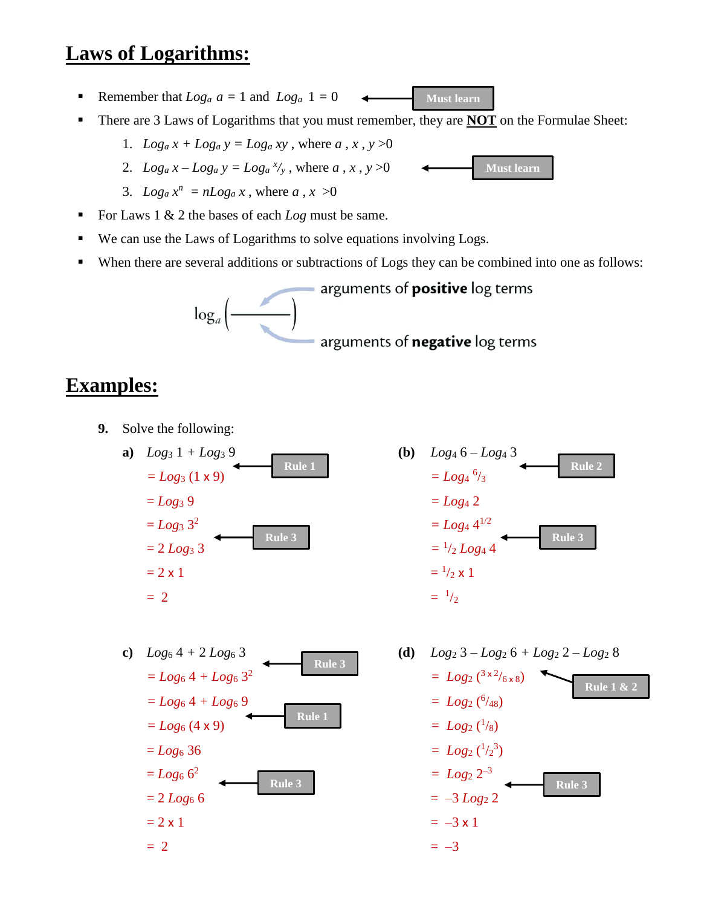## Laws of Logarithms:

- Remember that $Log_a\ a = 1$ and $Log_a\ 1 = 0$ ← **Must learn**
- There are 3 Laws of Logarithms that you must remember, they are **NOT** on the Formulae Sheet:
    1. $Log_a\, x + Log_a\, y = Log_a\, xy$ , where $a$ , $x$ , $y > 0$
    2. $Log_a\, x - Log_a\, y = Log_a\, {}^{x}/_{y}$ , where $a$ , $x$ , $y > 0$ ← **Must learn**
    3. $Log_a\, x^n = nLog_a\, x$ , where $a$ , $x > 0$
- For Laws 1 & 2 the bases of each *Log* must be same.
- We can use the Laws of Logarithms to solve equations involving Logs.
- When there are several additions or subtractions of Logs they can be combined into one as follows:

$$\log_a\left(\frac{\text{arguments of **positive** log terms}}{\text{arguments of **negative** log terms}}\right)$$

## Examples:

**9.** Solve the following:

**a)** $Log_3\, 1 + Log_3\, 9$

$= Log_3\,(1 \times 9)$ ← **Rule 1**

$= Log_3\, 9$

$= Log_3\, 3^2$ ← **Rule 3**

$= 2\, Log_3\, 3$

$= 2 \times 1$

$= 2$

**(b)** $Log_4\, 6 - Log_4\, 3$

$= Log_4\, {}^{6}/_{3}$ ← **Rule 2**

$= Log_4\, 2$

$= Log_4\, 4^{1/2}$ ← **Rule 3**

$= {}^{1}/_{2}\, Log_4\, 4$

$= {}^{1}/_{2} \times 1$

$= {}^{1}/_{2}$

**c)** $Log_6\, 4 + 2\, Log_6\, 3$

$= Log_6\, 4 + Log_6\, 3^2$ ← **Rule 3**

$= Log_6\, 4 + Log_6\, 9$

$= Log_6\,(4 \times 9)$ ← **Rule 1**

$= Log_6\, 36$

$= Log_6\, 6^2$ ← **Rule 3**

$= 2\, Log_6\, 6$

$= 2 \times 1$

$= 2$

**(d)** $Log_2\, 3 - Log_2\, 6 + Log_2\, 2 - Log_2\, 8$

$= Log_2\,({}^{3 \times 2}/_{6 \times 8})$ ← **Rule 1 & 2**

$= Log_2\,({}^{6}/_{48})$

$= Log_2\,({}^{1}/_{8})$

$= Log_2\,({}^{1}/_{2^3})$

$= Log_2\, 2^{-3}$ ← **Rule 3**

$= -3\, Log_2\, 2$

$= -3 \times 1$

$= -3$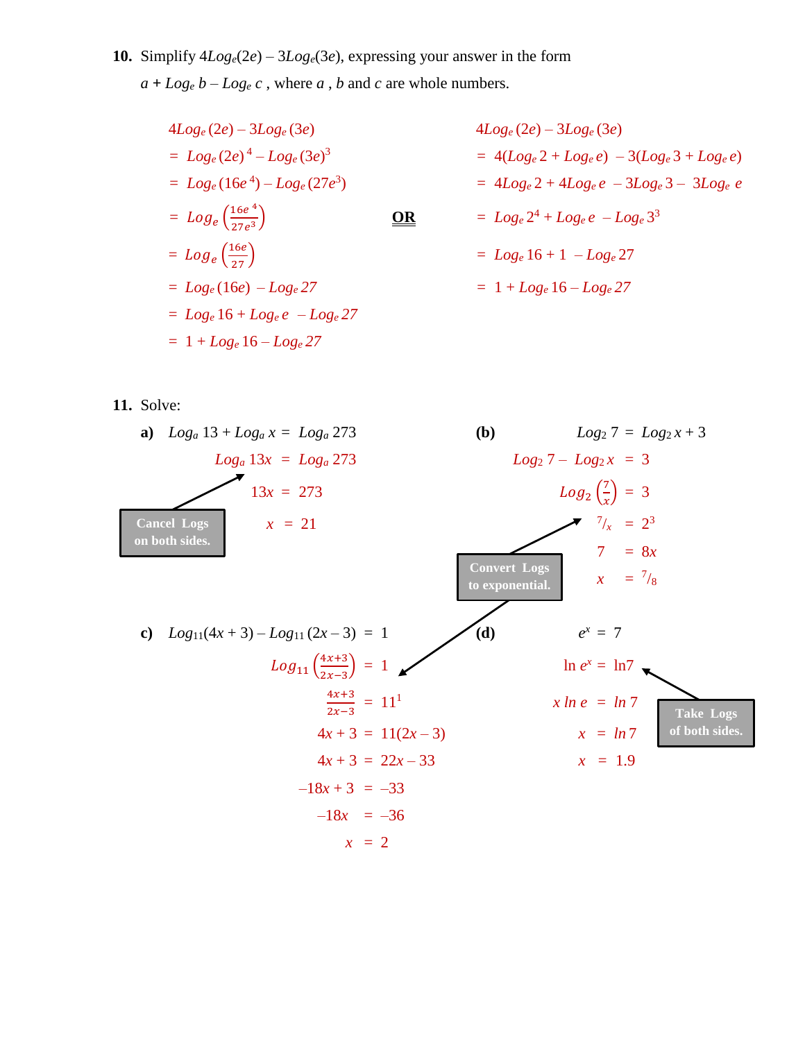**10.** Simplify $4Log_e(2e) - 3Log_e(3e)$, expressing your answer in the form $a + Log_e\, b - Log_e\, c$ , where $a$ , $b$ and $c$ are whole numbers.

$$
\begin{aligned}
&4Log_e(2e) - 3Log_e(3e) \\
&= Log_e(2e)^4 - Log_e(3e)^3 \\
&= Log_e(16e^4) - Log_e(27e^3) \\
&= Log_e\left(\frac{16e^4}{27e^3}\right) \\
&= Log_e\left(\frac{16e}{27}\right) \\
&= Log_e(16e) - Log_e 27 \\
&= Log_e 16 + Log_e e - Log_e 27 \\
&= 1 + Log_e 16 - Log_e 27
\end{aligned}
$$

**OR**

$$
\begin{aligned}
&4Log_e(2e) - 3Log_e(3e) \\
&= 4(Log_e 2 + Log_e e) - 3(Log_e 3 + Log_e e) \\
&= 4Log_e 2 + 4Log_e e - 3Log_e 3 - 3Log_e e \\
&= Log_e 2^4 + Log_e e - Log_e 3^3 \\
&= Log_e 16 + 1 - Log_e 27 \\
&= 1 + Log_e 16 - Log_e 27
\end{aligned}
$$

**11.** Solve:

**a)** $Log_a 13 + Log_a x = Log_a 273$

$$
\begin{aligned}
Log_a 13x &= Log_a 273 \\
13x &= 273 \\
x &= 21
\end{aligned}
$$

**Cancel Logs on both sides.**

**(b)** $Log_2 7 = Log_2 x + 3$

$$
\begin{aligned}
Log_2 7 - Log_2 x &= 3 \\
Log_2\left(\frac{7}{x}\right) &= 3 \\
7/x &= 2^3 \\
7 &= 8x \\
x &= 7/8
\end{aligned}
$$

**Convert Logs to exponential.**

**c)** $Log_{11}(4x + 3) - Log_{11}(2x - 3) = 1$

$$
\begin{aligned}
Log_{11}\left(\frac{4x+3}{2x-3}\right) &= 1 \\
\frac{4x+3}{2x-3} &= 11^1 \\
4x + 3 &= 11(2x - 3) \\
4x + 3 &= 22x - 33 \\
-18x + 3 &= -33 \\
-18x &= -36 \\
x &= 2
\end{aligned}
$$

**(d)** $e^x = 7$

$$
\begin{aligned}
\ln e^x &= \ln 7 \\
x \ln e &= \ln 7 \\
x &= \ln 7 \\
x &= 1.9
\end{aligned}
$$

**Take Logs of both sides.**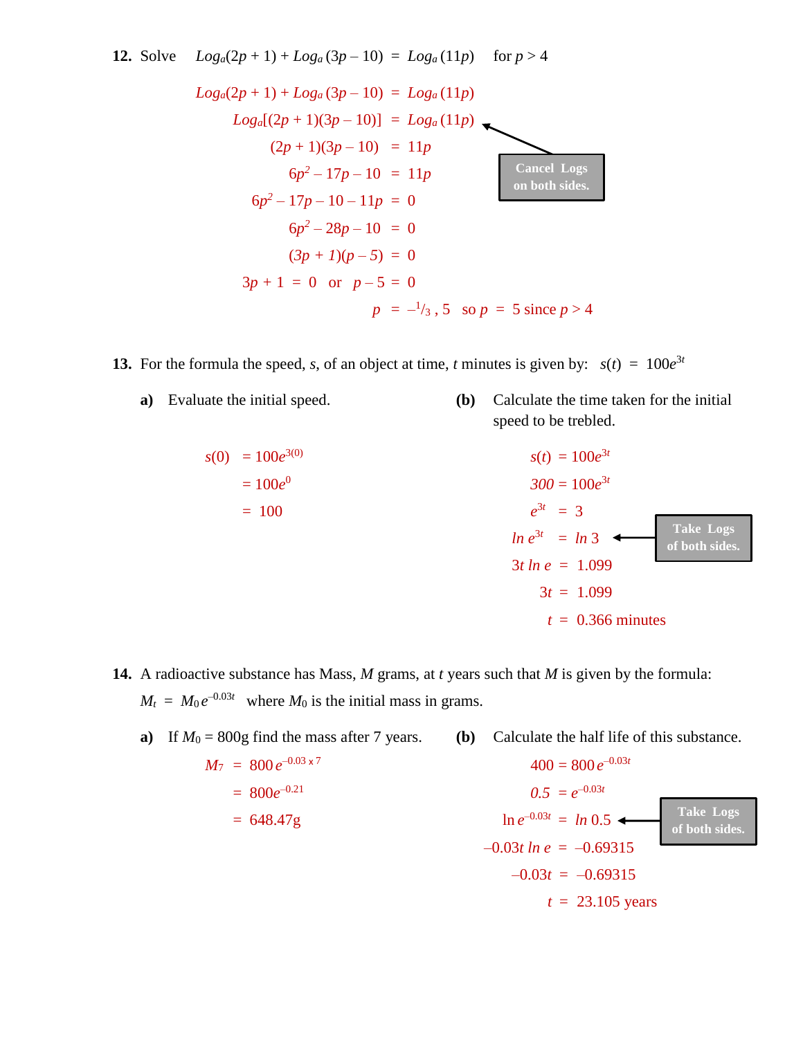**12.** Solve $Log_a(2p + 1) + Log_a(3p - 10) = Log_a(11p)$ for $p > 4$

$$Log_a(2p + 1) + Log_a(3p - 10) = Log_a(11p)$$

$$Log_a[(2p + 1)(3p - 10)] = Log_a(11p)$$

**Cancel Logs on both sides.**

$$(2p + 1)(3p - 10) = 11p$$

$$6p^2 - 17p - 10 = 11p$$

$$6p^2 - 17p - 10 - 11p = 0$$

$$6p^2 - 28p - 10 = 0$$

$$(3p + 1)(p - 5) = 0$$

$$3p + 1 = 0 \quad \text{or} \quad p - 5 = 0$$

$$p = -\tfrac{1}{3}, 5 \quad \text{so } p = 5 \text{ since } p > 4$$

**13.** For the formula the speed, $s$, of an object at time, $t$ minutes is given by: $s(t) = 100e^{3t}$

**a)** Evaluate the initial speed.

$$s(0) = 100e^{3(0)}$$

$$= 100e^{0}$$

$$= 100$$

**(b)** Calculate the time taken for the initial speed to be trebled.

$$s(t) = 100e^{3t}$$

$$300 = 100e^{3t}$$

$$e^{3t} = 3$$

$$ln\, e^{3t} = ln\, 3$$

**Take Logs of both sides.**

$$3t\, ln\, e = 1.099$$

$$3t = 1.099$$

$$t = 0.366 \text{ minutes}$$

**14.** A radioactive substance has Mass, $M$ grams, at $t$ years such that $M$ is given by the formula: $M_t = M_0 e^{-0.03t}$ where $M_0$ is the initial mass in grams.

**a)** If $M_0 = 800$g find the mass after 7 years.

$$M_7 = 800\, e^{-0.03 \times 7}$$

$$= 800e^{-0.21}$$

$$= 648.47\text{g}$$

**(b)** Calculate the half life of this substance.

$$400 = 800\, e^{-0.03t}$$

$$0.5 = e^{-0.03t}$$

$$\ln e^{-0.03t} = ln\, 0.5$$

**Take Logs of both sides.**

$$-0.03t\, ln\, e = -0.69315$$

$$-0.03t = -0.69315$$

$$t = 23.105 \text{ years}$$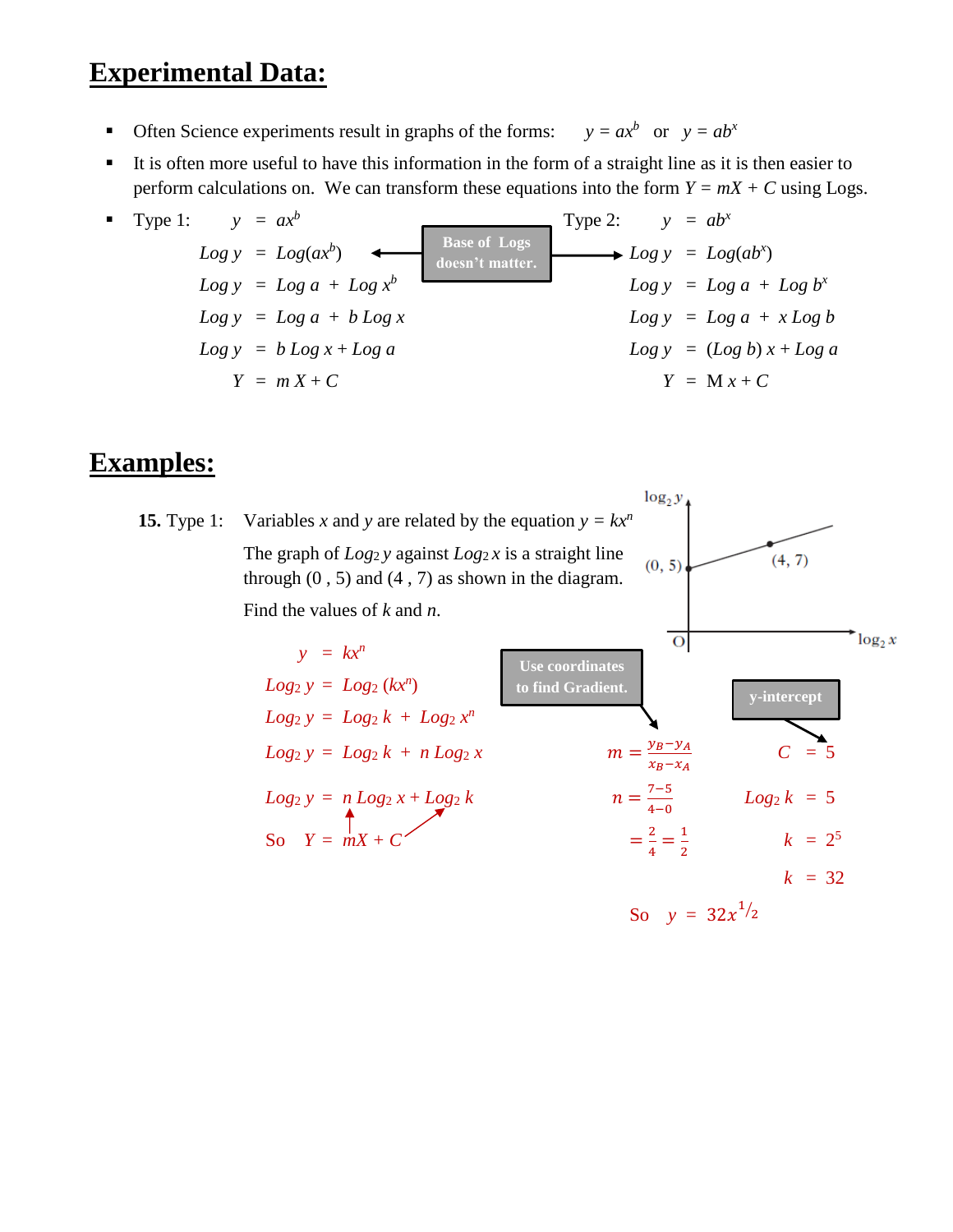# Experimental Data:

- Often Science experiments result in graphs of the forms: $y = ax^b$ or $y = ab^x$
- It is often more useful to have this information in the form of a straight line as it is then easier to perform calculations on. We can transform these equations into the form $Y = mX + C$ using Logs.
- Type 1:

$$y = ax^b$$
$$\text{Log } y = \text{Log}(ax^b)$$
$$\text{Log } y = \text{Log } a + \text{Log } x^b$$
$$\text{Log } y = \text{Log } a + b \text{ Log } x$$
$$\text{Log } y = b \text{ Log } x + \text{Log } a$$
$$Y = m X + C$$

**Base of Logs doesn't matter.**

Type 2:

$$y = ab^x$$
$$\text{Log } y = \text{Log}(ab^x)$$
$$\text{Log } y = \text{Log } a + \text{Log } b^x$$
$$\text{Log } y = \text{Log } a + x \text{ Log } b$$
$$\text{Log } y = (\text{Log } b)\, x + \text{Log } a$$
$$Y = \text{M } x + C$$

# Examples:

**15.** Type 1: Variables $x$ and $y$ are related by the equation $y = kx^n$

The graph of $\text{Log}_2 y$ against $\text{Log}_2 x$ is a straight line through (0 , 5) and (4 , 7) as shown in the diagram.

Find the values of $k$ and $n$.

$$y = kx^n$$
$$\text{Log}_2 y = \text{Log}_2 (kx^n)$$
$$\text{Log}_2 y = \text{Log}_2 k + \text{Log}_2 x^n$$
$$\text{Log}_2 y = \text{Log}_2 k + n \text{ Log}_2 x$$
$$\text{Log}_2 y = n \text{ Log}_2 x + \text{Log}_2 k$$

So $Y = mX + C$

**Use coordinates to find Gradient.**

$$m = \frac{y_B - y_A}{x_B - x_A}$$
$$n = \frac{7-5}{4-0}$$
$$= \frac{2}{4} = \frac{1}{2}$$

**y-intercept**

$$C = 5$$
$$\text{Log}_2 k = 5$$
$$k = 2^5$$
$$k = 32$$

So $y = 32x^{1/2}$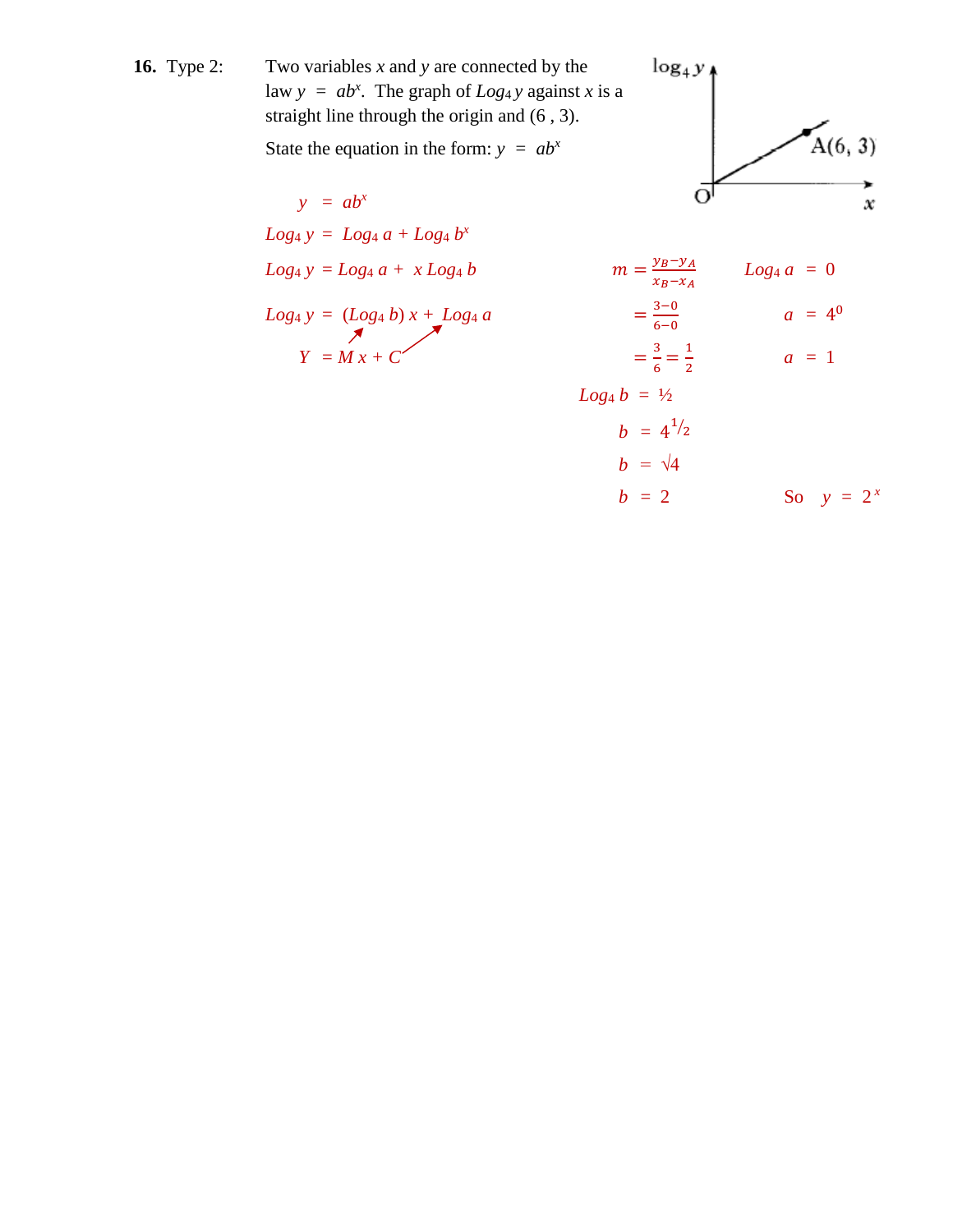**16.** Type 2: Two variables $x$ and $y$ are connected by the law $y = ab^x$. The graph of $Log_4\, y$ against $x$ is a straight line through the origin and (6 , 3).

State the equation in the form: $y = ab^x$

$\log_4 y$

A(6, 3)

O

$x$

$$y = ab^x$$

$$Log_4\, y = Log_4\, a + Log_4\, b^x$$

$$Log_4\, y = Log_4\, a + x\, Log_4\, b$$

$$Log_4\, y = (Log_4\, b)\, x + Log_4\, a$$

$$Y = M\, x + C$$

$$m = \frac{y_B - y_A}{x_B - x_A} = \frac{3-0}{6-0} = \frac{3}{6} = \frac{1}{2}$$

$$Log_4\, a = 0$$

$$a = 4^0$$

$$a = 1$$

$$Log_4\, b = ½$$

$$b = 4^{1/2}$$

$$b = \sqrt{4}$$

$$b = 2$$

So $y = 2^x$